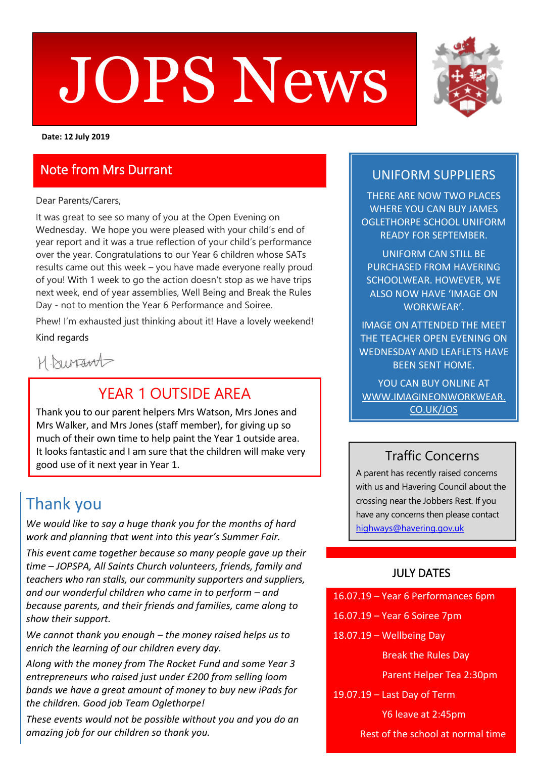# JOPS News

**Date: 12 July 2019**

## Note from Mrs Durrant

Dear Parents/Carers,

It was great to see so many of you at the Open Evening on Wednesday. We hope you were pleased with your child's end of year report and it was a true reflection of your child's performance over the year. Congratulations to our Year 6 children whose SATs results came out this week – you have made everyone really proud of you! With 1 week to go the action doesn't stop as we have trips next week, end of year assemblies, Well Being and Break the Rules Day - not to mention the Year 6 Performance and Soiree.

Phew! I'm exhausted just thinking about it! Have a lovely weekend!

Kind regards

H Durrant

## YEAR 1 OUTSIDE AREA

Thank you to our parent helpers Mrs Watson, Mrs Jones and Mrs Walker, and Mrs Jones (staff member), for giving up so much of their own time to help paint the Year 1 outside area. It looks fantastic and I am sure that the children will make very good use of it next year in Year 1.

## Thank you

*We would like to say a huge thank you for the months of hard work and planning that went into this year's Summer Fair.*

*This event came together because so many people gave up their time – JOPSPA, All Saints Church volunteers, friends, family and teachers who ran stalls, our community supporters and suppliers, and our wonderful children who came in to perform – and because parents, and their friends and families, came along to show their support.*

*We cannot thank you enough – the money raised helps us to enrich the learning of our children every day.*

*Along with the money from The Rocket Fund and some Year 3 entrepreneurs who raised just under £200 from selling loom bands we have a great amount of money to buy new iPads for the children. Good job Team Oglethorpe!*

*These events would not be possible without you and you do an amazing job for our children so thank you.*

## UNIFORM SUPPLIERS

THERE ARE NOW TWO PLACES WHERE YOU CAN BUY JAMES OGLETHORPE SCHOOL UNIFORM READY FOR SEPTEMBER.

UNIFORM CAN STILL BE PURCHASED FROM HAVERING SCHOOLWEAR. HOWEVER, WE ALSO NOW HAVE 'IMAGE ON WORKWEAR'.

IMAGE ON ATTENDED THE MEET THE TEACHER OPEN EVENING ON WEDNESDAY AND LEAFLETS HAVE BEEN SENT HOME.

YOU CAN BUY ONLINE AT [WWW.IMAGINEONWORKWEAR.CO.UK/JOS](WWW.IMAGINEONWORKWEAR.CO.UK/JOS)

## Traffic Concerns

A parent has recently raised concerns with us and Havering Council about the crossing near the Jobbers Rest. If you have any concerns then please contact [highways@havering.gov.uk](mailto:highways@havering.gov.uk)

## JULY DATES

- 16.07.19 – Year 6 Performances 6pm
- 16.07.19 – Year 6 Soiree 7pm
- 18.07.19 – Wellbeing Day
  - Break the Rules Day
  - Parent Helper Tea 2:30pm
- 19.07.19 – Last Day of Term
  - Y6 leave at 2:45pm
  - Rest of the school at normal time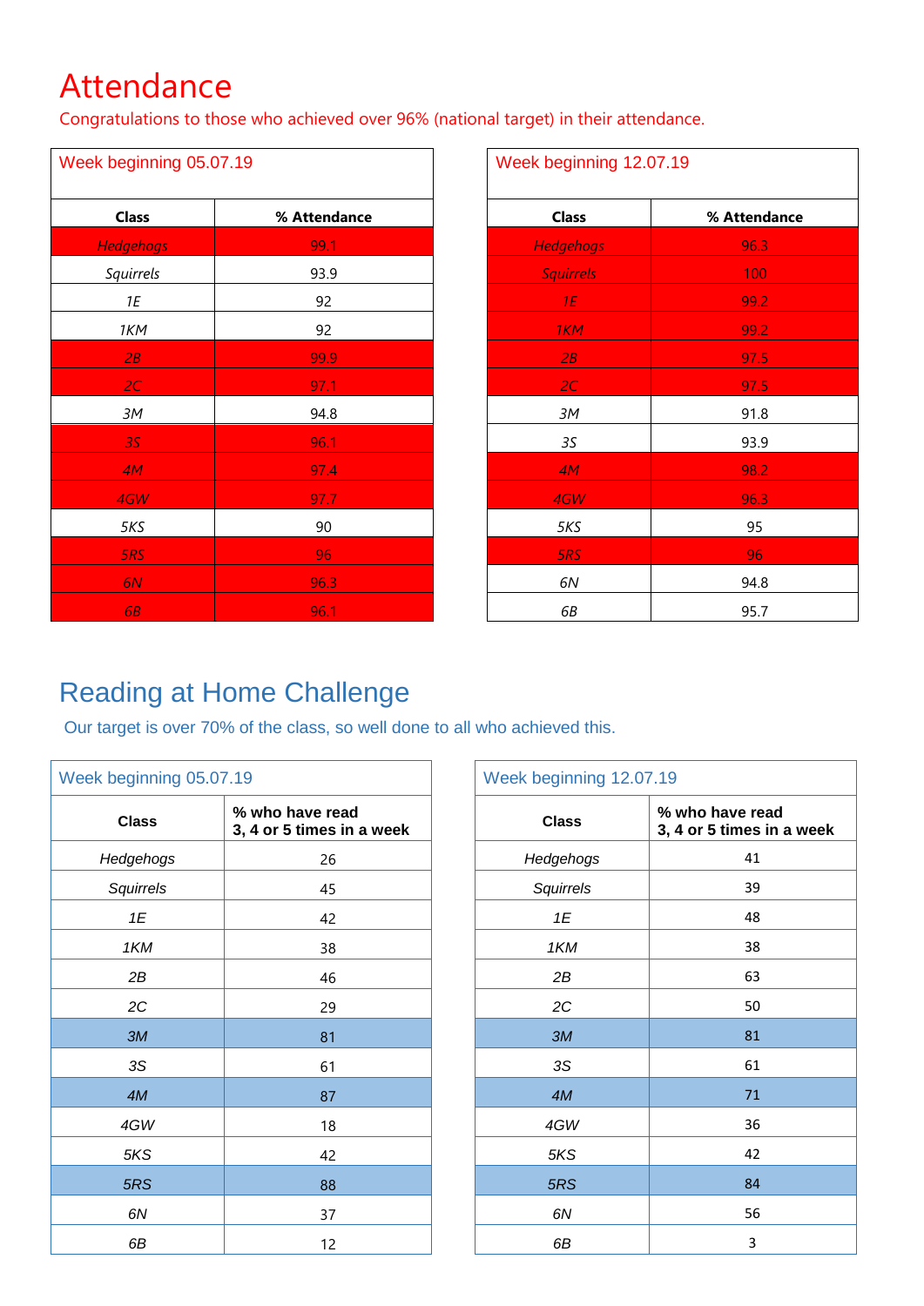# Attendance

Congratulations to those who achieved over 96% (national target) in their attendance.

| Week beginning 05.07.19 | |
|---|---|
| **Class** | **% Attendance** |
| *Hedgehogs* | 99.1 |
| *Squirrels* | 93.9 |
| *1E* | 92 |
| *1KM* | 92 |
| *2B* | 99.9 |
| *2C* | 97.1 |
| *3M* | 94.8 |
| *3S* | 96.1 |
| *4M* | 97.4 |
| *4GW* | 97.7 |
| *5KS* | 90 |
| *5RS* | 96 |
| *6N* | 96.3 |
| *6B* | 96.1 |

| Week beginning 12.07.19 | |
|---|---|
| **Class** | **% Attendance** |
| *Hedgehogs* | 96.3 |
| *Squirrels* | 100 |
| *1E* | 99.2 |
| *1KM* | 99.2 |
| *2B* | 97.5 |
| *2C* | 97.5 |
| *3M* | 91.8 |
| *3S* | 93.9 |
| *4M* | 98.2 |
| *4GW* | 96.3 |
| *5KS* | 95 |
| *5RS* | 96 |
| *6N* | 94.8 |
| *6B* | 95.7 |

# Reading at Home Challenge

Our target is over 70% of the class, so well done to all who achieved this.

| Week beginning 05.07.19 | |
|---|---|
| **Class** | **% who have read 3, 4 or 5 times in a week** |
| *Hedgehogs* | 26 |
| *Squirrels* | 45 |
| *1E* | 42 |
| *1KM* | 38 |
| *2B* | 46 |
| *2C* | 29 |
| *3M* | 81 |
| *3S* | 61 |
| *4M* | 87 |
| *4GW* | 18 |
| *5KS* | 42 |
| *5RS* | 88 |
| *6N* | 37 |
| *6B* | 12 |

| Week beginning 12.07.19 | |
|---|---|
| **Class** | **% who have read 3, 4 or 5 times in a week** |
| *Hedgehogs* | 41 |
| *Squirrels* | 39 |
| *1E* | 48 |
| *1KM* | 38 |
| *2B* | 63 |
| *2C* | 50 |
| *3M* | 81 |
| *3S* | 61 |
| *4M* | 71 |
| *4GW* | 36 |
| *5KS* | 42 |
| *5RS* | 84 |
| *6N* | 56 |
| *6B* | 3 |